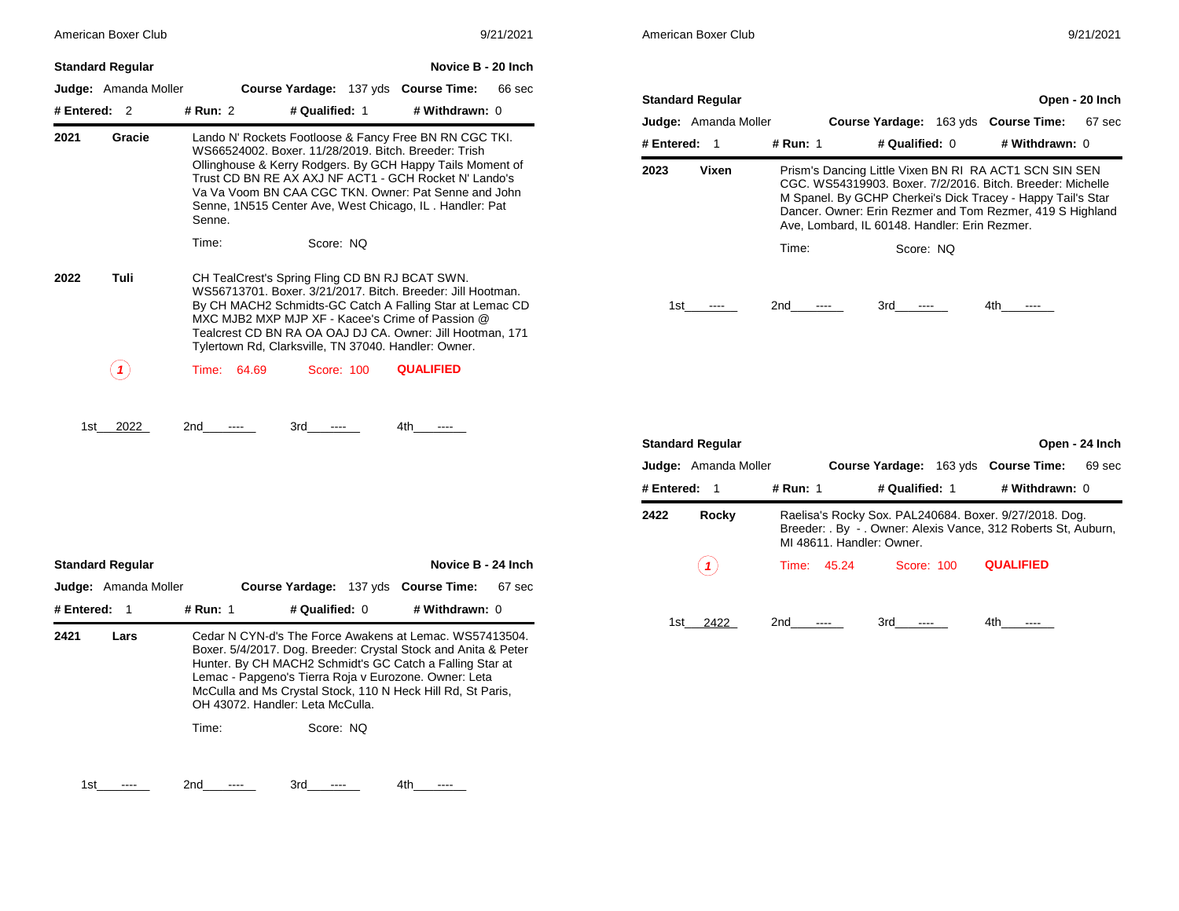## Standard Regular — Novice B - 20 Inch

**Judge:** Amanda Moller **Course Yardage:** 137 yds **Course Time:** 66 sec

**# Entered:** 2 **# Run:** 2 **# Qualified:** 1 **# Withdrawn:** 0

**2021 Gracie**

Lando N' Rockets Footloose & Fancy Free BN RN CGC TKI. WS66524002. Boxer. 11/28/2019. Bitch. Breeder: Trish Ollinghouse & Kerry Rodgers. By GCH Happy Tails Moment of Trust CD BN RE AX AXJ NF ACT1 - GCH Rocket N' Lando's Va Va Voom BN CAA CGC TKN. Owner: Pat Senne and John Senne, 1N515 Center Ave, West Chicago, IL . Handler: Pat Senne.

Time: Score: NQ

**2022 Tuli**

CH TealCrest's Spring Fling CD BN RJ BCAT SWN. WS56713701. Boxer. 3/21/2017. Bitch. Breeder: Jill Hootman. By CH MACH2 Schmidts-GC Catch A Falling Star at Lemac CD MXC MJB2 MXP MJP XF - Kacee's Crime of Passion @ Tealcrest CD BN RA OA OAJ DJ CA. Owner: Jill Hootman, 171 Tylertown Rd, Clarksville, TN 37040. Handler: Owner.

(1) Time: 64.69 Score: 100 **QUALIFIED**

1st 2022 2nd ---- 3rd ---- 4th ----

## Standard Regular — Novice B - 24 Inch

**Judge:** Amanda Moller **Course Yardage:** 137 yds **Course Time:** 67 sec

**# Entered:** 1 **# Run:** 1 **# Qualified:** 0 **# Withdrawn:** 0

**2421 Lars**

Cedar N CYN-d's The Force Awakens at Lemac. WS57413504. Boxer. 5/4/2017. Dog. Breeder: Crystal Stock and Anita & Peter Hunter. By CH MACH2 Schmidt's GC Catch a Falling Star at Lemac - Papgeno's Tierra Roja v Eurozone. Owner: Leta McCulla and Ms Crystal Stock, 110 N Heck Hill Rd, St Paris, OH 43072. Handler: Leta McCulla.

Time: Score: NQ

1st ---- 2nd ---- 3rd ---- 4th ----

## Standard Regular — Open - 20 Inch

**Judge:** Amanda Moller **Course Yardage:** 163 yds **Course Time:** 67 sec

**# Entered:** 1 **# Run:** 1 **# Qualified:** 0 **# Withdrawn:** 0

**2023 Vixen**

Prism's Dancing Little Vixen BN RI RA ACT1 SCN SIN SEN CGC. WS54319903. Boxer. 7/2/2016. Bitch. Breeder: Michelle M Spanel. By GCHP Cherkei's Dick Tracey - Happy Tail's Star Dancer. Owner: Erin Rezmer and Tom Rezmer, 419 S Highland Ave, Lombard, IL 60148. Handler: Erin Rezmer.

Time: Score: NQ

1st ---- 2nd ---- 3rd ---- 4th ----

## Standard Regular — Open - 24 Inch

**Judge:** Amanda Moller **Course Yardage:** 163 yds **Course Time:** 69 sec

**# Entered:** 1 **# Run:** 1 **# Qualified:** 1 **# Withdrawn:** 0

**2422 Rocky**

Raelisa's Rocky Sox. PAL240684. Boxer. 9/27/2018. Dog. Breeder: . By - . Owner: Alexis Vance, 312 Roberts St, Auburn, MI 48611. Handler: Owner.

(1) Time: 45.24 Score: 100 **QUALIFIED**

1st 2422 2nd ---- 3rd ---- 4th ----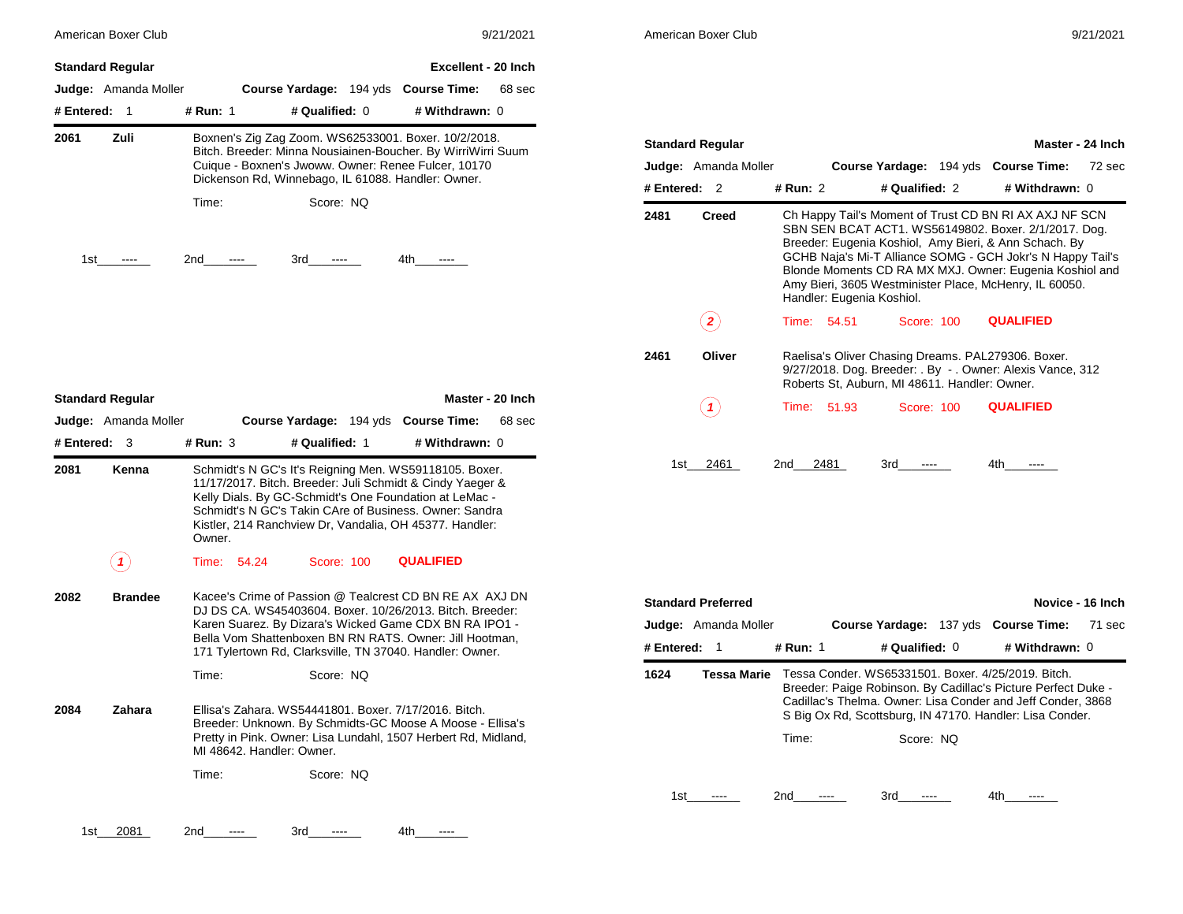## Standard Regular — Excellent - 20 Inch

**Judge:** Amanda Moller **Course Yardage:** 194 yds **Course Time:** 68 sec

**# Entered:** 1 **# Run:** 1 **# Qualified:** 0 **# Withdrawn:** 0

**2061 Zuli** — Boxnen's Zig Zag Zoom. WS62533001. Boxer. 10/2/2018. Bitch. Breeder: Minna Nousiainen-Boucher. By WirriWirri Suum Cuique - Boxnen's Jwoww. Owner: Renee Fulcer, 10170 Dickenson Rd, Winnebago, IL 61088. Handler: Owner.

Time: Score: NQ

1st ---- 2nd ---- 3rd ---- 4th ----

## Standard Regular — Master - 20 Inch

**Judge:** Amanda Moller **Course Yardage:** 194 yds **Course Time:** 68 sec

**# Entered:** 3 **# Run:** 3 **# Qualified:** 1 **# Withdrawn:** 0

**2081 Kenna** — Schmidt's N GC's It's Reigning Men. WS59118105. Boxer. 11/17/2017. Bitch. Breeder: Juli Schmidt & Cindy Yaeger & Kelly Dials. By GC-Schmidt's One Foundation at LeMac - Schmidt's N GC's Takin CAre of Business. Owner: Sandra Kistler, 214 Ranchview Dr, Vandalia, OH 45377. Handler: Owner.

(1) Time: 54.24 Score: 100 **QUALIFIED**

**2082 Brandee** — Kacee's Crime of Passion @ Tealcrest CD BN RE AX AXJ DN DJ DS CA. WS45403604. Boxer. 10/26/2013. Bitch. Breeder: Karen Suarez. By Dizara's Wicked Game CDX BN RA IPO1 - Bella Vom Shattenboxen BN RN RATS. Owner: Jill Hootman, 171 Tylertown Rd, Clarksville, TN 37040. Handler: Owner.

Time: Score: NQ

**2084 Zahara** — Ellisa's Zahara. WS54441801. Boxer. 7/17/2016. Bitch. Breeder: Unknown. By Schmidts-GC Moose A Moose - Ellisa's Pretty in Pink. Owner: Lisa Lundahl, 1507 Herbert Rd, Midland, MI 48642. Handler: Owner.

Time: Score: NQ

1st 2081 2nd ---- 3rd ---- 4th ----

## Standard Regular — Master - 24 Inch

**Judge:** Amanda Moller **Course Yardage:** 194 yds **Course Time:** 72 sec

**# Entered:** 2 **# Run:** 2 **# Qualified:** 2 **# Withdrawn:** 0

**2481 Creed** — Ch Happy Tail's Moment of Trust CD BN RI AX AXJ NF SCN SBN SEN BCAT ACT1. WS56149802. Boxer. 2/1/2017. Dog. Breeder: Eugenia Koshiol, Amy Bieri, & Ann Schach. By GCHB Naja's Mi-T Alliance SOMG - GCH Jokr's N Happy Tail's Blonde Moments CD RA MX MXJ. Owner: Eugenia Koshiol and Amy Bieri, 3605 Westminister Place, McHenry, IL 60050. Handler: Eugenia Koshiol.

(2) Time: 54.51 Score: 100 **QUALIFIED**

**2461 Oliver** — Raelisa's Oliver Chasing Dreams. PAL279306. Boxer. 9/27/2018. Dog. Breeder: . By - . Owner: Alexis Vance, 312 Roberts St, Auburn, MI 48611. Handler: Owner.

(1) Time: 51.93 Score: 100 **QUALIFIED**

1st 2461 2nd 2481 3rd ---- 4th ----

## Standard Preferred — Novice - 16 Inch

**Judge:** Amanda Moller **Course Yardage:** 137 yds **Course Time:** 71 sec

**# Entered:** 1 **# Run:** 1 **# Qualified:** 0 **# Withdrawn:** 0

**1624 Tessa Marie** — Tessa Conder. WS65331501. Boxer. 4/25/2019. Bitch. Breeder: Paige Robinson. By Cadillac's Picture Perfect Duke - Cadillac's Thelma. Owner: Lisa Conder and Jeff Conder, 3868 S Big Ox Rd, Scottsburg, IN 47170. Handler: Lisa Conder.

Time: Score: NQ

1st ---- 2nd ---- 3rd ---- 4th ----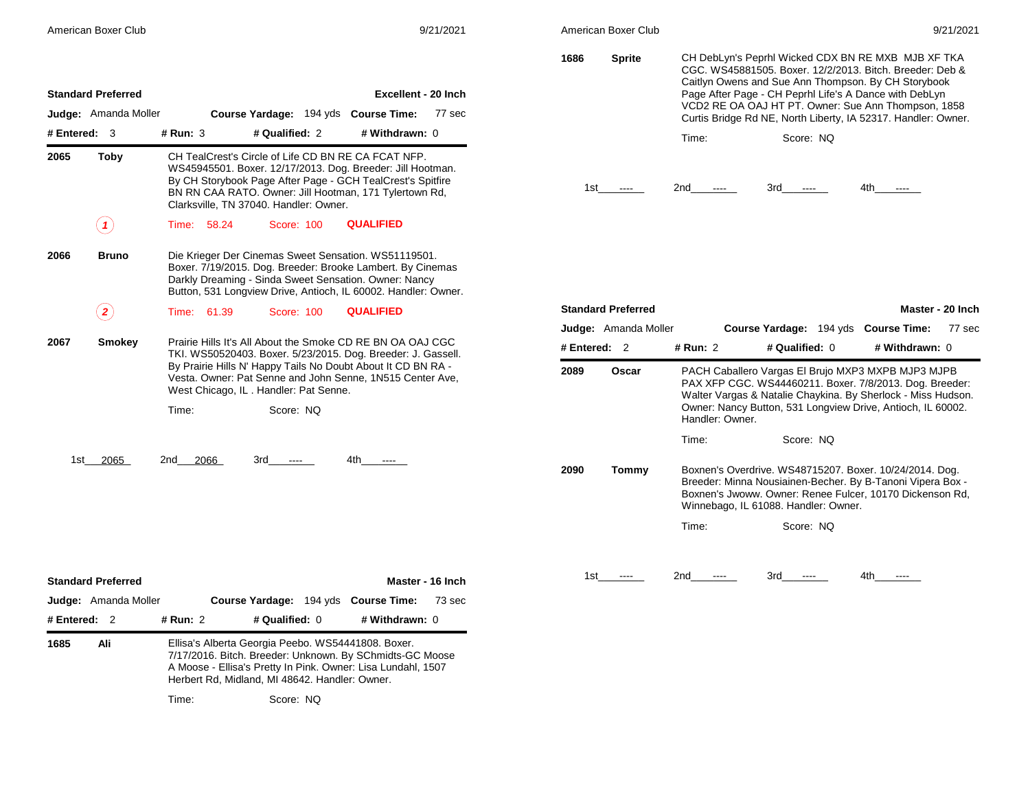## Standard Preferred — Excellent - 20 Inch

**Judge:** Amanda Moller **Course Yardage:** 194 yds **Course Time:** 77 sec

**# Entered:** 3 **# Run:** 3 **# Qualified:** 2 **# Withdrawn:** 0

**2065 Toby** — CH TealCrest's Circle of Life CD BN RE CA FCAT NFP. WS45945501. Boxer. 12/17/2013. Dog. Breeder: Jill Hootman. By CH Storybook Page After Page - GCH TealCrest's Spitfire BN RN CAA RATO. Owner: Jill Hootman, 171 Tylertown Rd, Clarksville, TN 37040. Handler: Owner.

(1) Time: 58.24 Score: 100 QUALIFIED

**2066 Bruno** — Die Krieger Der Cinemas Sweet Sensation. WS51119501. Boxer. 7/19/2015. Dog. Breeder: Brooke Lambert. By Cinemas Darkly Dreaming - Sinda Sweet Sensation. Owner: Nancy Button, 531 Longview Drive, Antioch, IL 60002. Handler: Owner.

(2) Time: 61.39 Score: 100 QUALIFIED

**2067 Smokey** — Prairie Hills It's All About the Smoke CD RE BN OA OAJ CGC TKI. WS50520403. Boxer. 5/23/2015. Dog. Breeder: J. Gassell. By Prairie Hills N' Happy Tails No Doubt About It CD BN RA - Vesta. Owner: Pat Senne and John Senne, 1N515 Center Ave, West Chicago, IL . Handler: Pat Senne.

Time: Score: NQ

1st 2065 2nd 2066 3rd ---- 4th ----

## Standard Preferred — Master - 16 Inch

**Judge:** Amanda Moller **Course Yardage:** 194 yds **Course Time:** 73 sec

**# Entered:** 2 **# Run:** 2 **# Qualified:** 0 **# Withdrawn:** 0

**1685 Ali** — Ellisa's Alberta Georgia Peebo. WS54441808. Boxer. 7/17/2016. Bitch. Breeder: Unknown. By SChmidts-GC Moose A Moose - Ellisa's Pretty In Pink. Owner: Lisa Lundahl, 1507 Herbert Rd, Midland, MI 48642. Handler: Owner.

Time: Score: NQ

**1686 Sprite** — CH DebLyn's Peprhl Wicked CDX BN RE MXB MJB XF TKA CGC. WS45881505. Boxer. 12/2/2013. Bitch. Breeder: Deb & Caitlyn Owens and Sue Ann Thompson. By CH Storybook Page After Page - CH Peprhl Life's A Dance with DebLyn VCD2 RE OA OAJ HT PT. Owner: Sue Ann Thompson, 1858 Curtis Bridge Rd NE, North Liberty, IA 52317. Handler: Owner.

Time: Score: NQ

1st ---- 2nd ---- 3rd ---- 4th ----

## Standard Preferred — Master - 20 Inch

**Judge:** Amanda Moller **Course Yardage:** 194 yds **Course Time:** 77 sec

**# Entered:** 2 **# Run:** 2 **# Qualified:** 0 **# Withdrawn:** 0

**2089 Oscar** — PACH Caballero Vargas El Brujo MXP3 MXPB MJP3 MJPB PAX XFP CGC. WS44460211. Boxer. 7/8/2013. Dog. Breeder: Walter Vargas & Natalie Chaykina. By Sherlock - Miss Hudson. Owner: Nancy Button, 531 Longview Drive, Antioch, IL 60002. Handler: Owner.

Time: Score: NQ

**2090 Tommy** — Boxnen's Overdrive. WS48715207. Boxer. 10/24/2014. Dog. Breeder: Minna Nousiainen-Becher. By B-Tanoni Vipera Box - Boxnen's Jwoww. Owner: Renee Fulcer, 10170 Dickenson Rd, Winnebago, IL 61088. Handler: Owner.

Time: Score: NQ

1st ---- 2nd ---- 3rd ---- 4th ----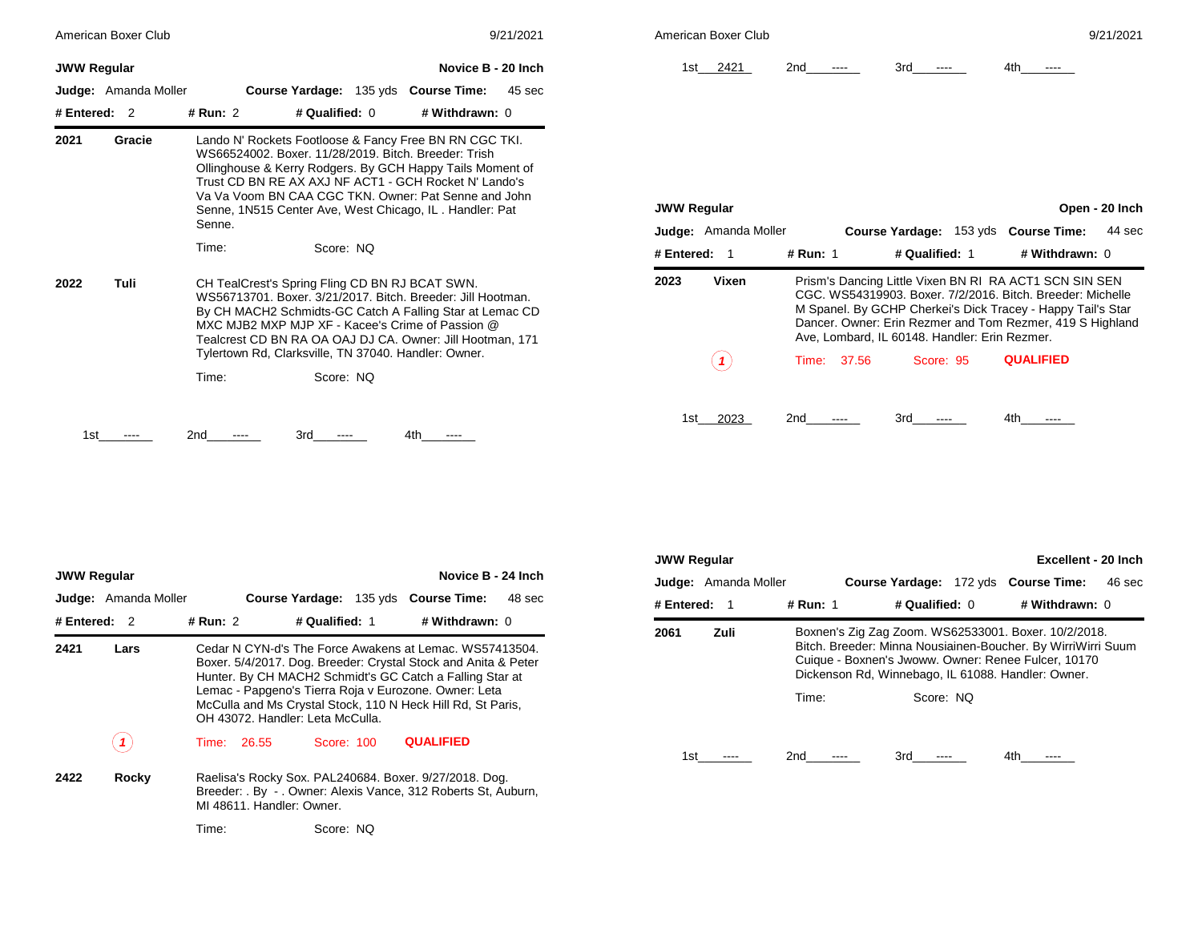## JWW Regular — Novice B - 20 Inch

**Judge:** Amanda Moller **Course Yardage:** 135 yds **Course Time:** 45 sec

**# Entered:** 2 **# Run:** 2 **# Qualified:** 0 **# Withdrawn:** 0

**2021 Gracie**

Lando N' Rockets Footloose & Fancy Free BN RN CGC TKI. WS66524002. Boxer. 11/28/2019. Bitch. Breeder: Trish Ollinghouse & Kerry Rodgers. By GCH Happy Tails Moment of Trust CD BN RE AX AXJ NF ACT1 - GCH Rocket N' Lando's Va Va Voom BN CAA CGC TKN. Owner: Pat Senne and John Senne, 1N515 Center Ave, West Chicago, IL . Handler: Pat Senne.

Time: Score: NQ

**2022 Tuli**

CH TealCrest's Spring Fling CD BN RJ BCAT SWN. WS56713701. Boxer. 3/21/2017. Bitch. Breeder: Jill Hootman. By CH MACH2 Schmidts-GC Catch A Falling Star at Lemac CD MXC MJB2 MXP MJP XF - Kacee's Crime of Passion @ Tealcrest CD BN RA OA OAJ DJ CA. Owner: Jill Hootman, 171 Tylertown Rd, Clarksville, TN 37040. Handler: Owner.

Time: Score: NQ

1st ---- 2nd ---- 3rd ---- 4th ----

## JWW Regular — Novice B - 24 Inch

**Judge:** Amanda Moller **Course Yardage:** 135 yds **Course Time:** 48 sec

**# Entered:** 2 **# Run:** 2 **# Qualified:** 1 **# Withdrawn:** 0

**2421 Lars**

Cedar N CYN-d's The Force Awakens at Lemac. WS57413504. Boxer. 5/4/2017. Dog. Breeder: Crystal Stock and Anita & Peter Hunter. By CH MACH2 Schmidt's GC Catch a Falling Star at Lemac - Papgeno's Tierra Roja v Eurozone. Owner: Leta McCulla and Ms Crystal Stock, 110 N Heck Hill Rd, St Paris, OH 43072. Handler: Leta McCulla.

1 Time: 26.55 Score: 100 **QUALIFIED**

**2422 Rocky**

Raelisa's Rocky Sox. PAL240684. Boxer. 9/27/2018. Dog. Breeder: . By - . Owner: Alexis Vance, 312 Roberts St, Auburn, MI 48611. Handler: Owner.

Time: Score: NQ

1st 2421 2nd ---- 3rd ---- 4th ----

## JWW Regular — Open - 20 Inch

**Judge:** Amanda Moller **Course Yardage:** 153 yds **Course Time:** 44 sec

**# Entered:** 1 **# Run:** 1 **# Qualified:** 1 **# Withdrawn:** 0

**2023 Vixen**

Prism's Dancing Little Vixen BN RI RA ACT1 SCN SIN SEN CGC. WS54319903. Boxer. 7/2/2016. Bitch. Breeder: Michelle M Spanel. By GCHP Cherkei's Dick Tracey - Happy Tail's Star Dancer. Owner: Erin Rezmer and Tom Rezmer, 419 S Highland Ave, Lombard, IL 60148. Handler: Erin Rezmer.

1 Time: 37.56 Score: 95 **QUALIFIED**

1st 2023 2nd ---- 3rd ---- 4th ----

## JWW Regular — Excellent - 20 Inch

**Judge:** Amanda Moller **Course Yardage:** 172 yds **Course Time:** 46 sec

**# Entered:** 1 **# Run:** 1 **# Qualified:** 0 **# Withdrawn:** 0

**2061 Zuli**

Boxnen's Zig Zag Zoom. WS62533001. Boxer. 10/2/2018. Bitch. Breeder: Minna Nousiainen-Boucher. By WirriWirri Suum Cuique - Boxnen's Jwoww. Owner: Renee Fulcer, 10170 Dickenson Rd, Winnebago, IL 61088. Handler: Owner.

Time: Score: NQ

1st ---- 2nd ---- 3rd ---- 4th ----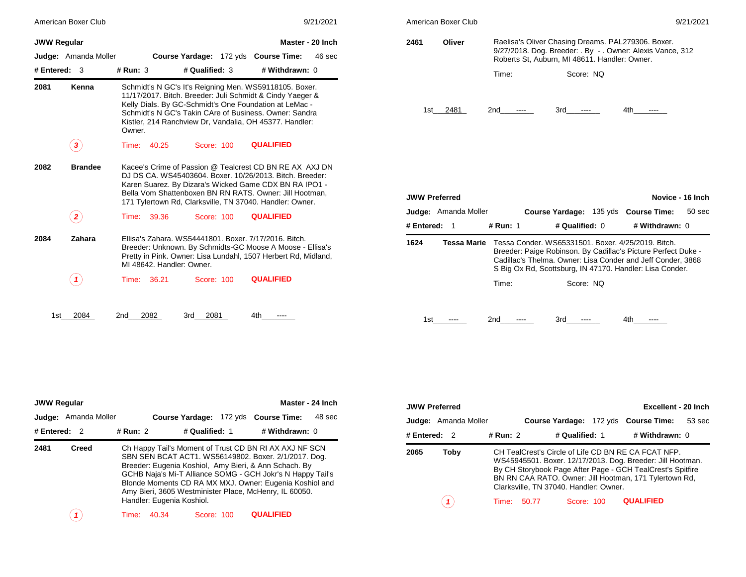## JWW Regular — Master - 20 Inch

**Judge:** Amanda Moller | **Course Yardage:** 172 yds | **Course Time:** 46 sec

**# Entered:** 3 | **# Run:** 3 | **# Qualified:** 3 | **# Withdrawn:** 0

**2081 Kenna** — Schmidt's N GC's It's Reigning Men. WS59118105. Boxer. 11/17/2017. Bitch. Breeder: Juli Schmidt & Cindy Yaeger & Kelly Dials. By GC-Schmidt's One Foundation at LeMac - Schmidt's N GC's Takin CAre of Business. Owner: Sandra Kistler, 214 Ranchview Dr, Vandalia, OH 45377. Handler: Owner.

(3) Time: 40.25 Score: 100 **QUALIFIED**

**2082 Brandee** — Kacee's Crime of Passion @ Tealcrest CD BN RE AX AXJ DN DJ DS CA. WS45403604. Boxer. 10/26/2013. Bitch. Breeder: Karen Suarez. By Dizara's Wicked Game CDX BN RA IPO1 - Bella Vom Shattenboxen BN RN RATS. Owner: Jill Hootman, 171 Tylertown Rd, Clarksville, TN 37040. Handler: Owner.

(2) Time: 39.36 Score: 100 **QUALIFIED**

**2084 Zahara** — Ellisa's Zahara. WS54441801. Boxer. 7/17/2016. Bitch. Breeder: Unknown. By Schmidts-GC Moose A Moose - Ellisa's Pretty in Pink. Owner: Lisa Lundahl, 1507 Herbert Rd, Midland, MI 48642. Handler: Owner.

(1) Time: 36.21 Score: 100 **QUALIFIED**

1st 2084 2nd 2082 3rd 2081 4th ----

## JWW Regular — Master - 24 Inch

**Judge:** Amanda Moller | **Course Yardage:** 172 yds | **Course Time:** 48 sec

**# Entered:** 2 | **# Run:** 2 | **# Qualified:** 1 | **# Withdrawn:** 0

**2481 Creed** — Ch Happy Tail's Moment of Trust CD BN RI AX AXJ NF SCN SBN SEN BCAT ACT1. WS56149802. Boxer. 2/1/2017. Dog. Breeder: Eugenia Koshiol, Amy Bieri, & Ann Schach. By GCHB Naja's Mi-T Alliance SOMG - GCH Jokr's N Happy Tail's Blonde Moments CD RA MX MXJ. Owner: Eugenia Koshiol and Amy Bieri, 3605 Westminister Place, McHenry, IL 60050. Handler: Eugenia Koshiol.

(1) Time: 40.34 Score: 100 **QUALIFIED**

**2461 Oliver** — Raelisa's Oliver Chasing Dreams. PAL279306. Boxer. 9/27/2018. Dog. Breeder: . By - . Owner: Alexis Vance, 312 Roberts St, Auburn, MI 48611. Handler: Owner.

Time: Score: NQ

1st 2481 2nd ---- 3rd ---- 4th ----

## JWW Preferred — Novice - 16 Inch

**Judge:** Amanda Moller | **Course Yardage:** 135 yds | **Course Time:** 50 sec

**# Entered:** 1 | **# Run:** 1 | **# Qualified:** 0 | **# Withdrawn:** 0

**1624 Tessa Marie** — Tessa Conder. WS65331501. Boxer. 4/25/2019. Bitch. Breeder: Paige Robinson. By Cadillac's Picture Perfect Duke - Cadillac's Thelma. Owner: Lisa Conder and Jeff Conder, 3868 S Big Ox Rd, Scottsburg, IN 47170. Handler: Lisa Conder.

Time: Score: NQ

1st ---- 2nd ---- 3rd ---- 4th ----

## JWW Preferred — Excellent - 20 Inch

**Judge:** Amanda Moller | **Course Yardage:** 172 yds | **Course Time:** 53 sec

**# Entered:** 2 | **# Run:** 2 | **# Qualified:** 1 | **# Withdrawn:** 0

**2065 Toby** — CH TealCrest's Circle of Life CD BN RE CA FCAT NFP. WS45945501. Boxer. 12/17/2013. Dog. Breeder: Jill Hootman. By CH Storybook Page After Page - GCH TealCrest's Spitfire BN RN CAA RATO. Owner: Jill Hootman, 171 Tylertown Rd, Clarksville, TN 37040. Handler: Owner.

(1) Time: 50.77 Score: 100 **QUALIFIED**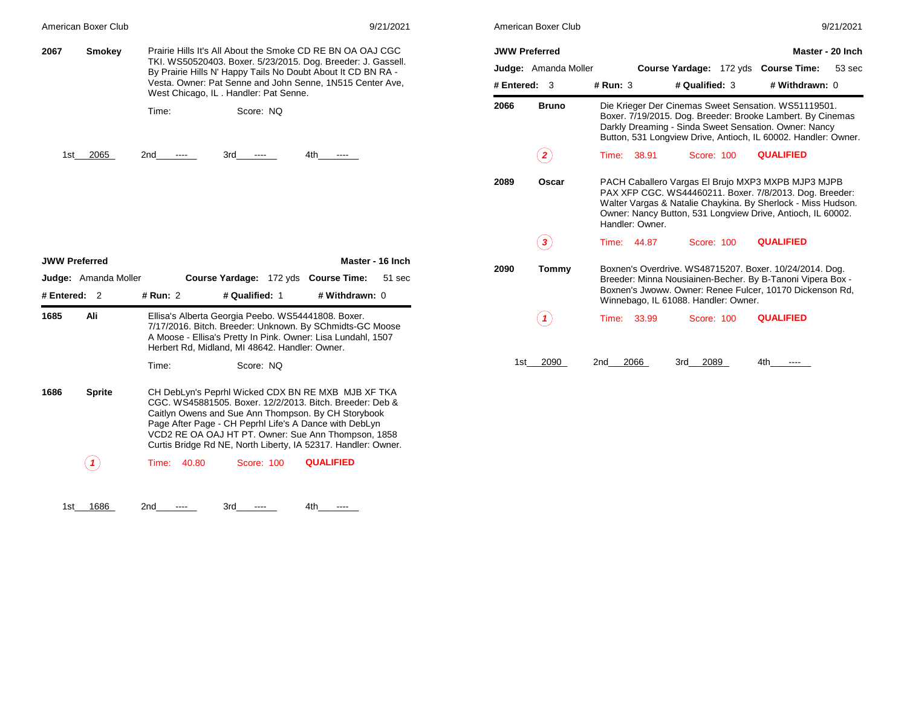**2067** **Smokey** Prairie Hills It's All About the Smoke CD RE BN OA OAJ CGC TKI. WS50520403. Boxer. 5/23/2015. Dog. Breeder: J. Gassell. By Prairie Hills N' Happy Tails No Doubt About It CD BN RA - Vesta. Owner: Pat Senne and John Senne, 1N515 Center Ave, West Chicago, IL . Handler: Pat Senne.

Time: Score: NQ

1st 2065 2nd ---- 3rd ---- 4th ----

## JWW Preferred — Master - 16 Inch

**Judge:** Amanda Moller **Course Yardage:** 172 yds **Course Time:** 51 sec

**# Entered:** 2 **# Run:** 2 **# Qualified:** 1 **# Withdrawn:** 0

**1685** **Ali** Ellisa's Alberta Georgia Peebo. WS54441808. Boxer. 7/17/2016. Bitch. Breeder: Unknown. By SChmidts-GC Moose A Moose - Ellisa's Pretty In Pink. Owner: Lisa Lundahl, 1507 Herbert Rd, Midland, MI 48642. Handler: Owner.

Time: Score: NQ

**1686** **Sprite** CH DebLyn's Peprhl Wicked CDX BN RE MXB MJB XF TKA CGC. WS45881505. Boxer. 12/2/2013. Bitch. Breeder: Deb & Caitlyn Owens and Sue Ann Thompson. By CH Storybook Page After Page - CH Peprhl Life's A Dance with DebLyn VCD2 RE OA OAJ HT PT. Owner: Sue Ann Thompson, 1858 Curtis Bridge Rd NE, North Liberty, IA 52317. Handler: Owner.

*1* Time: 40.80 Score: 100 **QUALIFIED**

1st 1686 2nd ---- 3rd ---- 4th ----

## JWW Preferred — Master - 20 Inch

**Judge:** Amanda Moller **Course Yardage:** 172 yds **Course Time:** 53 sec

**# Entered:** 3 **# Run:** 3 **# Qualified:** 3 **# Withdrawn:** 0

**2066** **Bruno** Die Krieger Der Cinemas Sweet Sensation. WS51119501. Boxer. 7/19/2015. Dog. Breeder: Brooke Lambert. By Cinemas Darkly Dreaming - Sinda Sweet Sensation. Owner: Nancy Button, 531 Longview Drive, Antioch, IL 60002. Handler: Owner.

*2* Time: 38.91 Score: 100 **QUALIFIED**

**2089** **Oscar** PACH Caballero Vargas El Brujo MXP3 MXPB MJP3 MJPB PAX XFP CGC. WS44460211. Boxer. 7/8/2013. Dog. Breeder: Walter Vargas & Natalie Chaykina. By Sherlock - Miss Hudson. Owner: Nancy Button, 531 Longview Drive, Antioch, IL 60002. Handler: Owner.

*3* Time: 44.87 Score: 100 **QUALIFIED**

**2090** **Tommy** Boxnen's Overdrive. WS48715207. Boxer. 10/24/2014. Dog. Breeder: Minna Nousiainen-Becher. By B-Tanoni Vipera Box - Boxnen's Jwoww. Owner: Renee Fulcer, 10170 Dickenson Rd, Winnebago, IL 61088. Handler: Owner.

*1* Time: 33.99 Score: 100 **QUALIFIED**

1st 2090 2nd 2066 3rd 2089 4th ----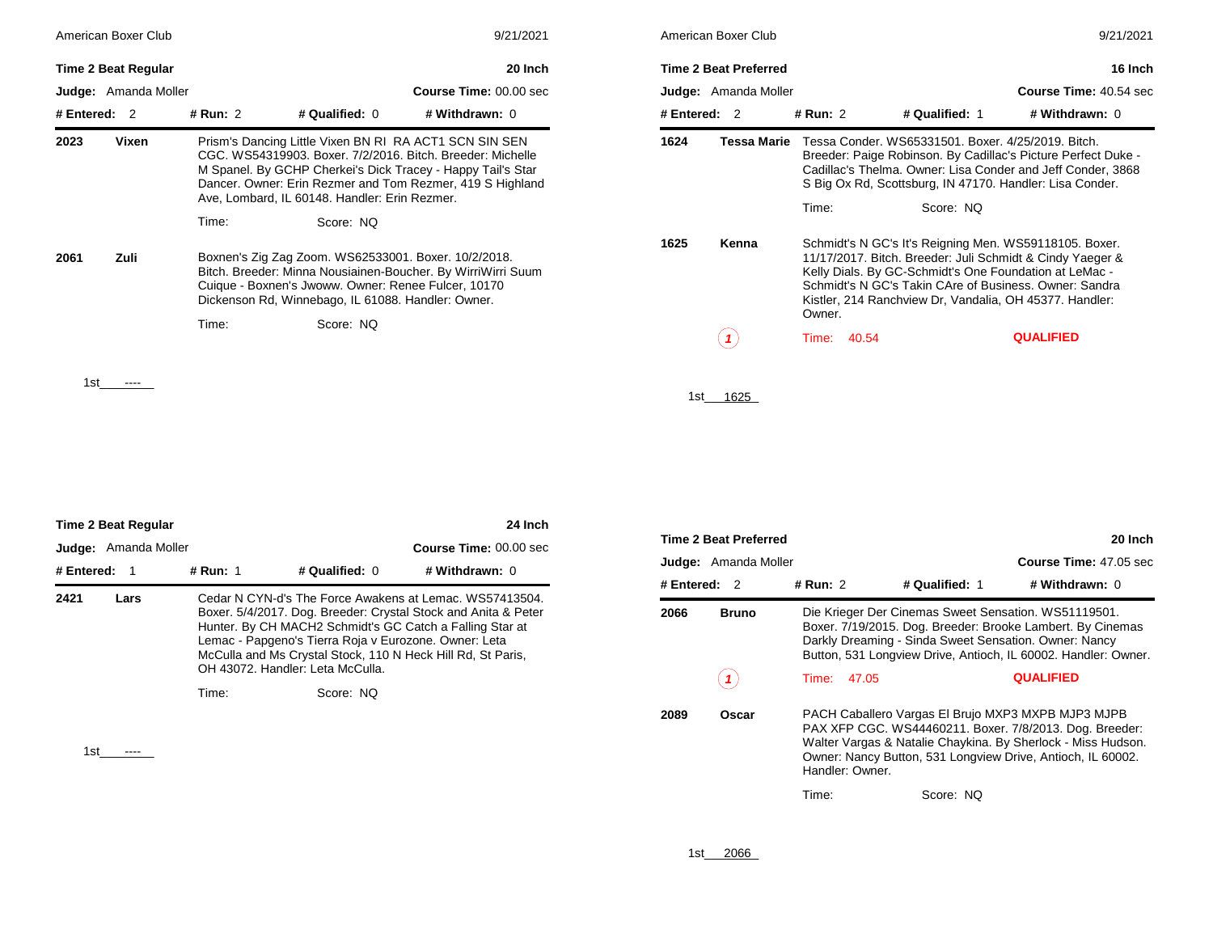## Time 2 Beat Regular — 20 Inch

**Judge:** Amanda Moller — **Course Time:** 00.00 sec

**# Entered:** 2 | **# Run:** 2 | **# Qualified:** 0 | **# Withdrawn:** 0

**2023 Vixen** — Prism's Dancing Little Vixen BN RI RA ACT1 SCN SIN SEN CGC. WS54319903. Boxer. 7/2/2016. Bitch. Breeder: Michelle M Spanel. By GCHP Cherkei's Dick Tracey - Happy Tail's Star Dancer. Owner: Erin Rezmer and Tom Rezmer, 419 S Highland Ave, Lombard, IL 60148. Handler: Erin Rezmer.

Time: Score: NQ

**2061 Zuli** — Boxnen's Zig Zag Zoom. WS62533001. Boxer. 10/2/2018. Bitch. Breeder: Minna Nousiainen-Boucher. By WirriWirri Suum Cuique - Boxnen's Jwoww. Owner: Renee Fulcer, 10170 Dickenson Rd, Winnebago, IL 61088. Handler: Owner.

Time: Score: NQ

1st ----

## Time 2 Beat Regular — 24 Inch

**Judge:** Amanda Moller — **Course Time:** 00.00 sec

**# Entered:** 1 | **# Run:** 1 | **# Qualified:** 0 | **# Withdrawn:** 0

**2421 Lars** — Cedar N CYN-d's The Force Awakens at Lemac. WS57413504. Boxer. 5/4/2017. Dog. Breeder: Crystal Stock and Anita & Peter Hunter. By CH MACH2 Schmidt's GC Catch a Falling Star at Lemac - Papgeno's Tierra Roja v Eurozone. Owner: Leta McCulla and Ms Crystal Stock, 110 N Heck Hill Rd, St Paris, OH 43072. Handler: Leta McCulla.

Time: Score: NQ

1st ----

## Time 2 Beat Preferred — 16 Inch

**Judge:** Amanda Moller — **Course Time:** 40.54 sec

**# Entered:** 2 | **# Run:** 2 | **# Qualified:** 1 | **# Withdrawn:** 0

**1624 Tessa Marie** — Tessa Conder. WS65331501. Boxer. 4/25/2019. Bitch. Breeder: Paige Robinson. By Cadillac's Picture Perfect Duke - Cadillac's Thelma. Owner: Lisa Conder and Jeff Conder, 3868 S Big Ox Rd, Scottsburg, IN 47170. Handler: Lisa Conder.

Time: Score: NQ

**1625 Kenna** — Schmidt's N GC's It's Reigning Men. WS59118105. Boxer. 11/17/2017. Bitch. Breeder: Juli Schmidt & Cindy Yaeger & Kelly Dials. By GC-Schmidt's One Foundation at LeMac - Schmidt's N GC's Takin CAre of Business. Owner: Sandra Kistler, 214 Ranchview Dr, Vandalia, OH 45377. Handler: Owner.

(1) Time: 40.54 QUALIFIED

1st 1625

## Time 2 Beat Preferred — 20 Inch

**Judge:** Amanda Moller — **Course Time:** 47.05 sec

**# Entered:** 2 | **# Run:** 2 | **# Qualified:** 1 | **# Withdrawn:** 0

**2066 Bruno** — Die Krieger Der Cinemas Sweet Sensation. WS51119501. Boxer. 7/19/2015. Dog. Breeder: Brooke Lambert. By Cinemas Darkly Dreaming - Sinda Sweet Sensation. Owner: Nancy Button, 531 Longview Drive, Antioch, IL 60002. Handler: Owner.

(1) Time: 47.05 QUALIFIED

**2089 Oscar** — PACH Caballero Vargas El Brujo MXP3 MXPB MJP3 MJPB PAX XFP CGC. WS44460211. Boxer. 7/8/2013. Dog. Breeder: Walter Vargas & Natalie Chaykina. By Sherlock - Miss Hudson. Owner: Nancy Button, 531 Longview Drive, Antioch, IL 60002. Handler: Owner.

Time: Score: NQ

1st 2066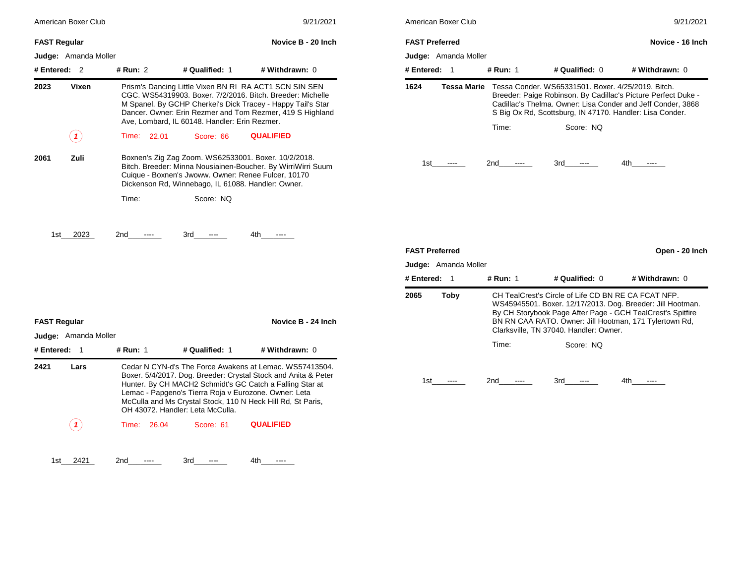### FAST Regular — Novice B - 20 Inch

**Judge:** Amanda Moller

**# Entered:** 2 **# Run:** 2 **# Qualified:** 1 **# Withdrawn:** 0

**2023 Vixen** — Prism's Dancing Little Vixen BN RI RA ACT1 SCN SIN SEN CGC. WS54319903. Boxer. 7/2/2016. Bitch. Breeder: Michelle M Spanel. By GCHP Cherkei's Dick Tracey - Happy Tail's Star Dancer. Owner: Erin Rezmer and Tom Rezmer, 419 S Highland Ave, Lombard, IL 60148. Handler: Erin Rezmer.

(1) Time: 22.01 Score: 66 **QUALIFIED**

**2061 Zuli** — Boxnen's Zig Zag Zoom. WS62533001. Boxer. 10/2/2018. Bitch. Breeder: Minna Nousiainen-Boucher. By WirriWirri Suum Cuique - Boxnen's Jwoww. Owner: Renee Fulcer, 10170 Dickenson Rd, Winnebago, IL 61088. Handler: Owner.

Time: Score: NQ

1st 2023 2nd ---- 3rd ---- 4th ----

### FAST Regular — Novice B - 24 Inch

**Judge:** Amanda Moller

**# Entered:** 1 **# Run:** 1 **# Qualified:** 1 **# Withdrawn:** 0

**2421 Lars** — Cedar N CYN-d's The Force Awakens at Lemac. WS57413504. Boxer. 5/4/2017. Dog. Breeder: Crystal Stock and Anita & Peter Hunter. By CH MACH2 Schmidt's GC Catch a Falling Star at Lemac - Papgeno's Tierra Roja v Eurozone. Owner: Leta McCulla and Ms Crystal Stock, 110 N Heck Hill Rd, St Paris, OH 43072. Handler: Leta McCulla.

(1) Time: 26.04 Score: 61 **QUALIFIED**

1st 2421 2nd ---- 3rd ---- 4th ----

### FAST Preferred — Novice - 16 Inch

**Judge:** Amanda Moller

**# Entered:** 1 **# Run:** 1 **# Qualified:** 0 **# Withdrawn:** 0

**1624 Tessa Marie** — Tessa Conder. WS65331501. Boxer. 4/25/2019. Bitch. Breeder: Paige Robinson. By Cadillac's Picture Perfect Duke - Cadillac's Thelma. Owner: Lisa Conder and Jeff Conder, 3868 S Big Ox Rd, Scottsburg, IN 47170. Handler: Lisa Conder.

Time: Score: NQ

1st ---- 2nd ---- 3rd ---- 4th ----

### FAST Preferred — Open - 20 Inch

**Judge:** Amanda Moller

**# Entered:** 1 **# Run:** 1 **# Qualified:** 0 **# Withdrawn:** 0

**2065 Toby** — CH TealCrest's Circle of Life CD BN RE CA FCAT NFP. WS45945501. Boxer. 12/17/2013. Dog. Breeder: Jill Hootman. By CH Storybook Page After Page - GCH TealCrest's Spitfire BN RN CAA RATO. Owner: Jill Hootman, 171 Tylertown Rd, Clarksville, TN 37040. Handler: Owner.

Time: Score: NQ

1st ---- 2nd ---- 3rd ---- 4th ----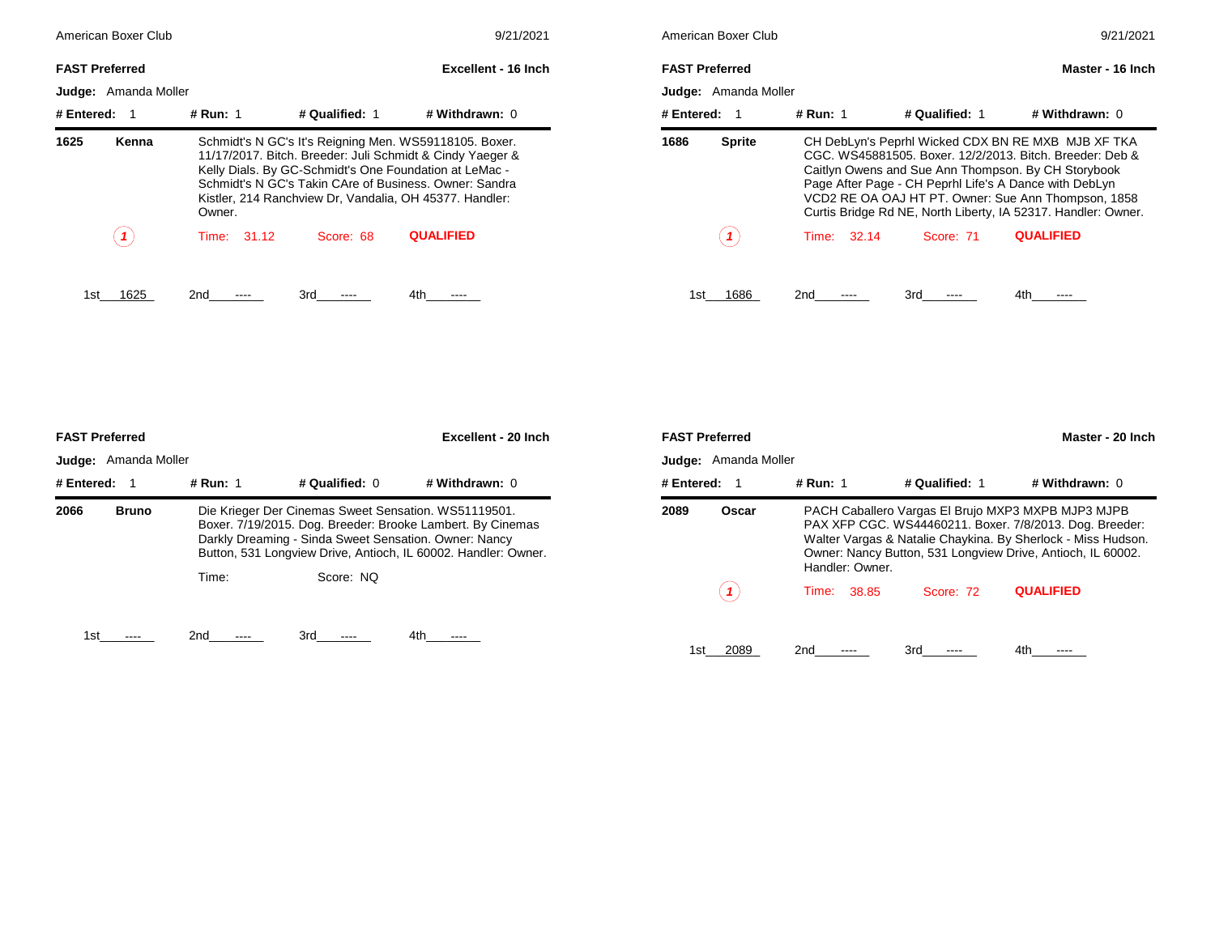## FAST Preferred — Excellent - 16 Inch

**Judge:** Amanda Moller

**# Entered:** 1 **# Run:** 1 **# Qualified:** 1 **# Withdrawn:** 0

**1625** **Kenna** — Schmidt's N GC's It's Reigning Men. WS59118105. Boxer. 11/17/2017. Bitch. Breeder: Juli Schmidt & Cindy Yaeger & Kelly Dials. By GC-Schmidt's One Foundation at LeMac - Schmidt's N GC's Takin CAre of Business. Owner: Sandra Kistler, 214 Ranchview Dr, Vandalia, OH 45377. Handler: Owner.

1 Time: 31.12 Score: 68 **QUALIFIED**

1st 1625 2nd ---- 3rd ---- 4th ----

## FAST Preferred — Master - 16 Inch

**Judge:** Amanda Moller

**# Entered:** 1 **# Run:** 1 **# Qualified:** 1 **# Withdrawn:** 0

**1686** **Sprite** — CH DebLyn's Peprhl Wicked CDX BN RE MXB MJB XF TKA CGC. WS45881505. Boxer. 12/2/2013. Bitch. Breeder: Deb & Caitlyn Owens and Sue Ann Thompson. By CH Storybook Page After Page - CH Peprhl Life's A Dance with DebLyn VCD2 RE OA OAJ HT PT. Owner: Sue Ann Thompson, 1858 Curtis Bridge Rd NE, North Liberty, IA 52317. Handler: Owner.

1 Time: 32.14 Score: 71 **QUALIFIED**

1st 1686 2nd ---- 3rd ---- 4th ----

## FAST Preferred — Excellent - 20 Inch

**Judge:** Amanda Moller

**# Entered:** 1 **# Run:** 1 **# Qualified:** 0 **# Withdrawn:** 0

**2066** **Bruno** — Die Krieger Der Cinemas Sweet Sensation. WS51119501. Boxer. 7/19/2015. Dog. Breeder: Brooke Lambert. By Cinemas Darkly Dreaming - Sinda Sweet Sensation. Owner: Nancy Button, 531 Longview Drive, Antioch, IL 60002. Handler: Owner.

Time: Score: NQ

1st ---- 2nd ---- 3rd ---- 4th ----

## FAST Preferred — Master - 20 Inch

**Judge:** Amanda Moller

**# Entered:** 1 **# Run:** 1 **# Qualified:** 1 **# Withdrawn:** 0

**2089** **Oscar** — PACH Caballero Vargas El Brujo MXP3 MXPB MJP3 MJPB PAX XFP CGC. WS44460211. Boxer. 7/8/2013. Dog. Breeder: Walter Vargas & Natalie Chaykina. By Sherlock - Miss Hudson. Owner: Nancy Button, 531 Longview Drive, Antioch, IL 60002. Handler: Owner.

1 Time: 38.85 Score: 72 **QUALIFIED**

1st 2089 2nd ---- 3rd ---- 4th ----